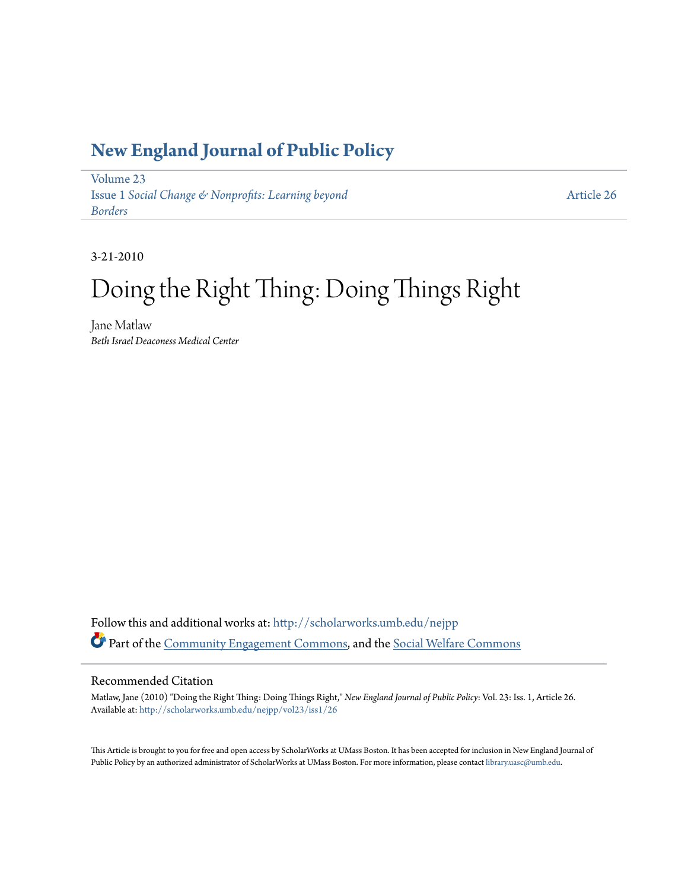# New England Journal of Public Policy

Volume 23
Issue 1 *Social Change & Nonprofits: Learning beyond Borders*

Article 26

3-21-2010

# Doing the Right Thing: Doing Things Right

Jane Matlaw
*Beth Israel Deaconess Medical Center*

Follow this and additional works at: http://scholarworks.umb.edu/nejpp

Part of the Community Engagement Commons, and the Social Welfare Commons

## Recommended Citation

Matlaw, Jane (2010) "Doing the Right Thing: Doing Things Right," *New England Journal of Public Policy*: Vol. 23: Iss. 1, Article 26.
Available at: http://scholarworks.umb.edu/nejpp/vol23/iss1/26

This Article is brought to you for free and open access by ScholarWorks at UMass Boston. It has been accepted for inclusion in New England Journal of Public Policy by an authorized administrator of ScholarWorks at UMass Boston. For more information, please contact library.uasc@umb.edu.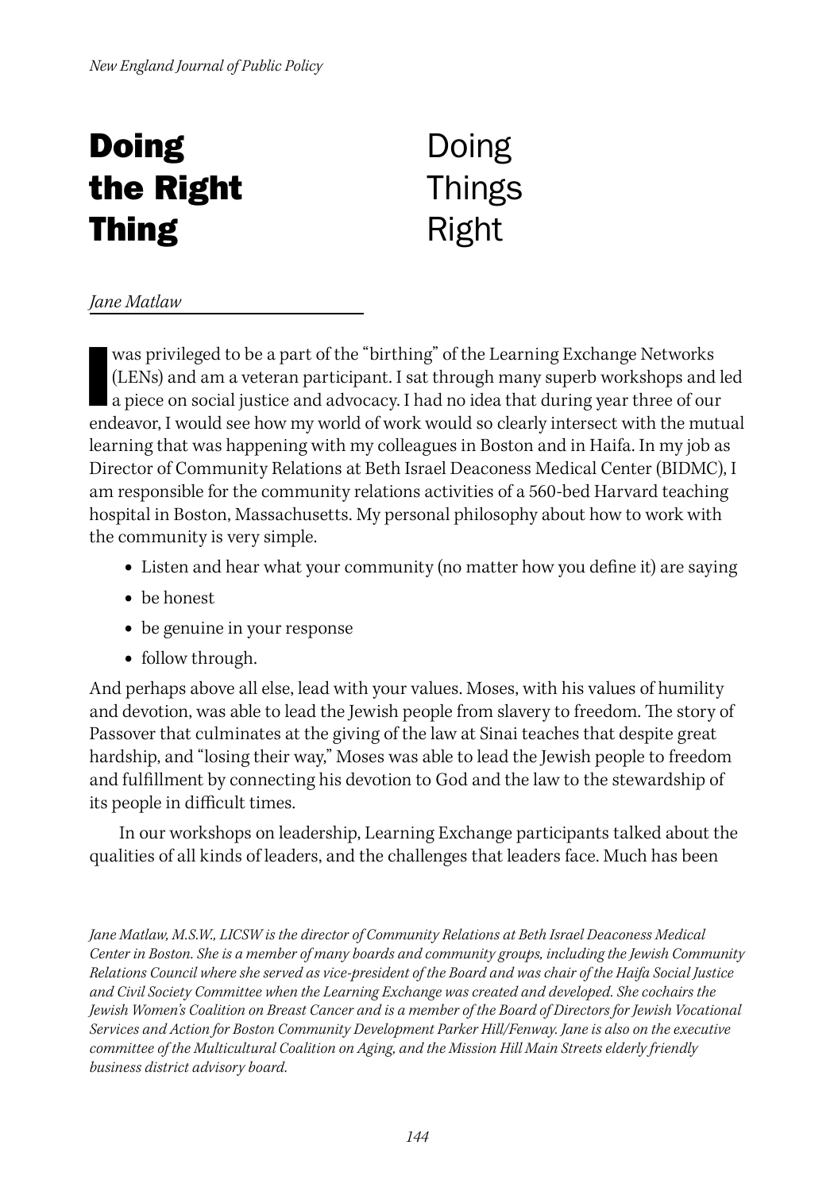# Doing the Right Thing

# Doing Things Right

*Jane Matlaw*

I was privileged to be a part of the "birthing" of the Learning Exchange Networks (LENs) and am a veteran participant. I sat through many superb workshops and led a piece on social justice and advocacy. I had no idea that during year three of our endeavor, I would see how my world of work would so clearly intersect with the mutual learning that was happening with my colleagues in Boston and in Haifa. In my job as Director of Community Relations at Beth Israel Deaconess Medical Center (BIDMC), I am responsible for the community relations activities of a 560-bed Harvard teaching hospital in Boston, Massachusetts. My personal philosophy about how to work with the community is very simple.

- Listen and hear what your community (no matter how you define it) are saying
- be honest
- be genuine in your response
- follow through.

And perhaps above all else, lead with your values. Moses, with his values of humility and devotion, was able to lead the Jewish people from slavery to freedom. The story of Passover that culminates at the giving of the law at Sinai teaches that despite great hardship, and "losing their way," Moses was able to lead the Jewish people to freedom and fulfillment by connecting his devotion to God and the law to the stewardship of its people in difficult times.

In our workshops on leadership, Learning Exchange participants talked about the qualities of all kinds of leaders, and the challenges that leaders face. Much has been

*Jane Matlaw, M.S.W., LICSW is the director of Community Relations at Beth Israel Deaconess Medical Center in Boston. She is a member of many boards and community groups, including the Jewish Community Relations Council where she served as vice-president of the Board and was chair of the Haifa Social Justice and Civil Society Committee when the Learning Exchange was created and developed. She cochairs the Jewish Women's Coalition on Breast Cancer and is a member of the Board of Directors for Jewish Vocational Services and Action for Boston Community Development Parker Hill/Fenway. Jane is also on the executive committee of the Multicultural Coalition on Aging, and the Mission Hill Main Streets elderly friendly business district advisory board.*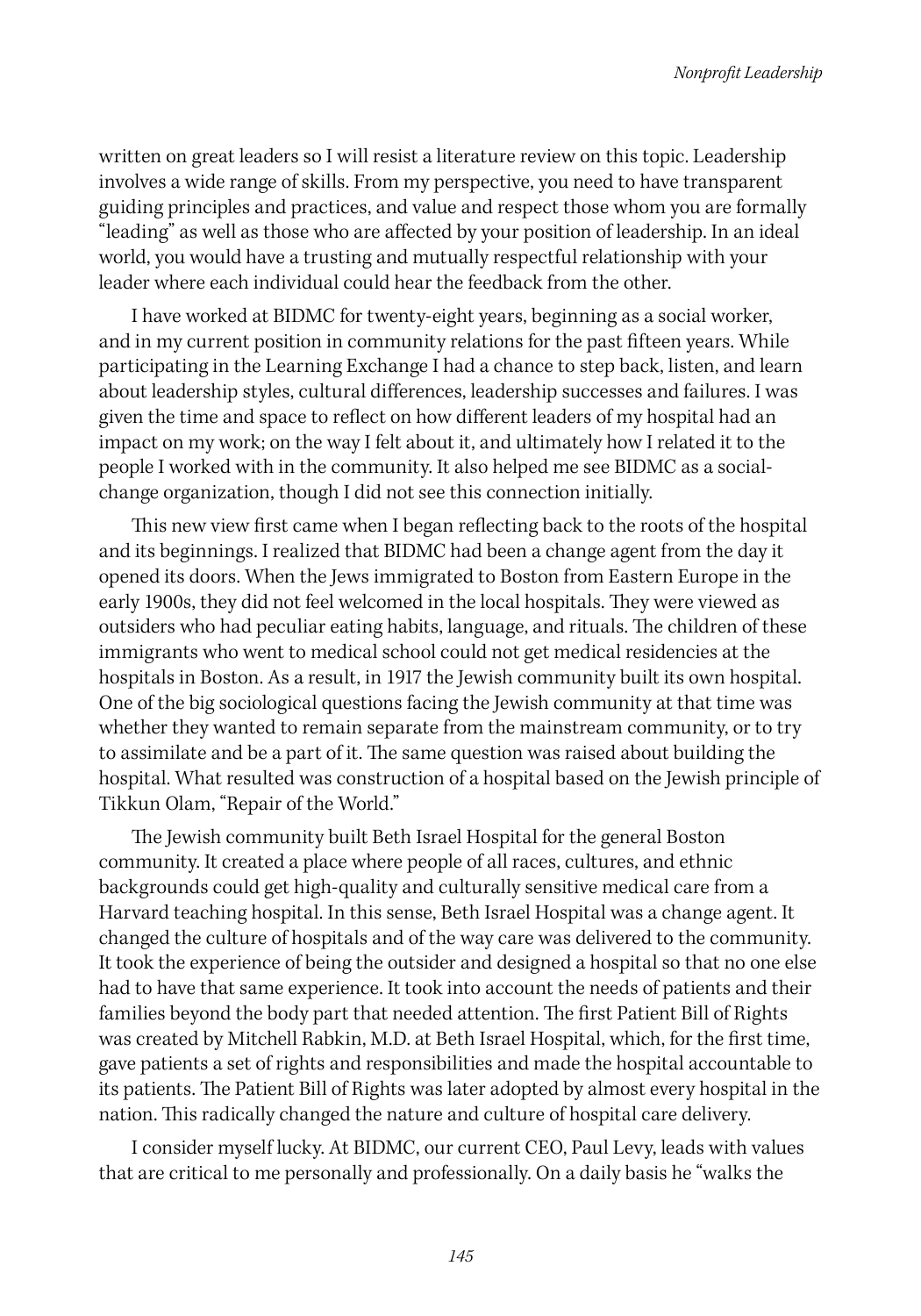written on great leaders so I will resist a literature review on this topic. Leadership involves a wide range of skills. From my perspective, you need to have transparent guiding principles and practices, and value and respect those whom you are formally "leading" as well as those who are affected by your position of leadership. In an ideal world, you would have a trusting and mutually respectful relationship with your leader where each individual could hear the feedback from the other.

I have worked at BIDMC for twenty-eight years, beginning as a social worker, and in my current position in community relations for the past fifteen years. While participating in the Learning Exchange I had a chance to step back, listen, and learn about leadership styles, cultural differences, leadership successes and failures. I was given the time and space to reflect on how different leaders of my hospital had an impact on my work; on the way I felt about it, and ultimately how I related it to the people I worked with in the community. It also helped me see BIDMC as a social-change organization, though I did not see this connection initially.

This new view first came when I began reflecting back to the roots of the hospital and its beginnings. I realized that BIDMC had been a change agent from the day it opened its doors. When the Jews immigrated to Boston from Eastern Europe in the early 1900s, they did not feel welcomed in the local hospitals. They were viewed as outsiders who had peculiar eating habits, language, and rituals. The children of these immigrants who went to medical school could not get medical residencies at the hospitals in Boston. As a result, in 1917 the Jewish community built its own hospital. One of the big sociological questions facing the Jewish community at that time was whether they wanted to remain separate from the mainstream community, or to try to assimilate and be a part of it. The same question was raised about building the hospital. What resulted was construction of a hospital based on the Jewish principle of Tikkun Olam, "Repair of the World."

The Jewish community built Beth Israel Hospital for the general Boston community. It created a place where people of all races, cultures, and ethnic backgrounds could get high-quality and culturally sensitive medical care from a Harvard teaching hospital. In this sense, Beth Israel Hospital was a change agent. It changed the culture of hospitals and of the way care was delivered to the community. It took the experience of being the outsider and designed a hospital so that no one else had to have that same experience. It took into account the needs of patients and their families beyond the body part that needed attention. The first Patient Bill of Rights was created by Mitchell Rabkin, M.D. at Beth Israel Hospital, which, for the first time, gave patients a set of rights and responsibilities and made the hospital accountable to its patients. The Patient Bill of Rights was later adopted by almost every hospital in the nation. This radically changed the nature and culture of hospital care delivery.

I consider myself lucky. At BIDMC, our current CEO, Paul Levy, leads with values that are critical to me personally and professionally. On a daily basis he "walks the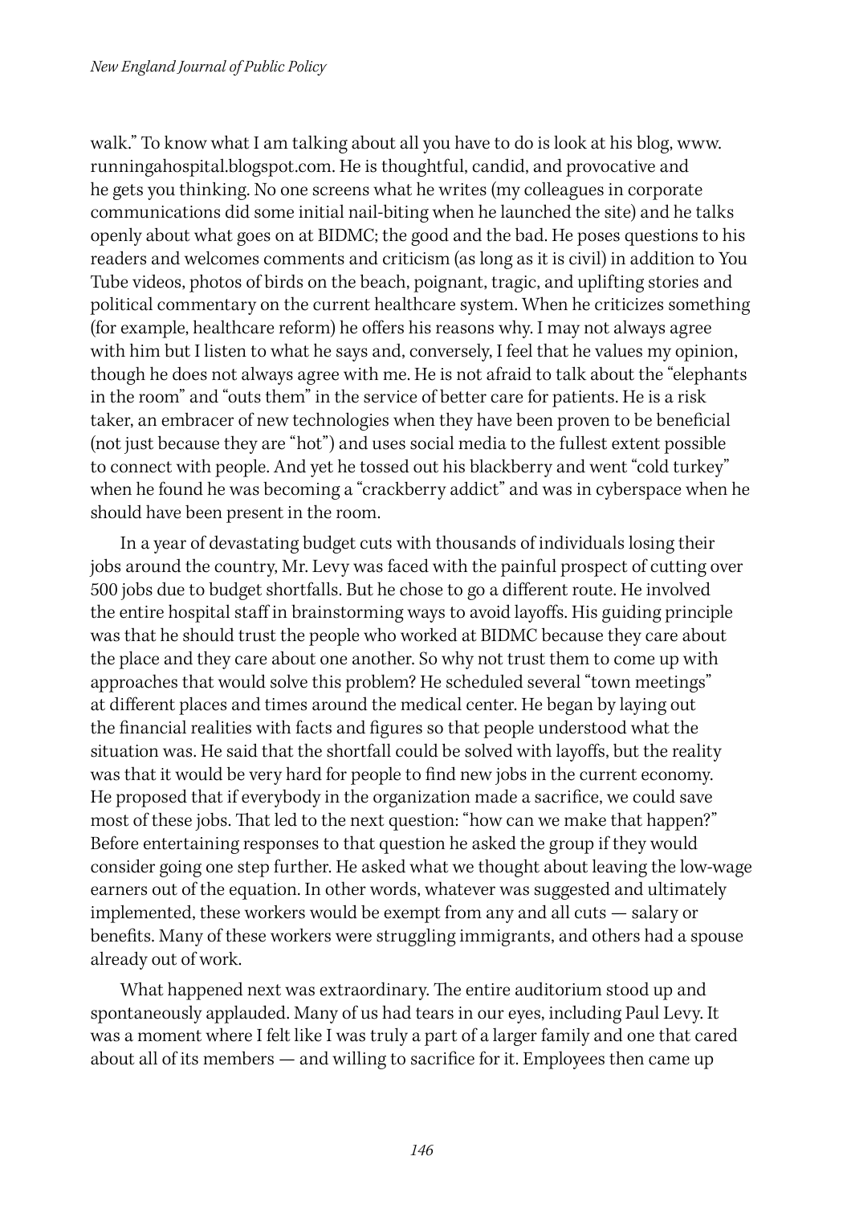walk." To know what I am talking about all you have to do is look at his blog, www.runningahospital.blogspot.com. He is thoughtful, candid, and provocative and he gets you thinking. No one screens what he writes (my colleagues in corporate communications did some initial nail-biting when he launched the site) and he talks openly about what goes on at BIDMC; the good and the bad. He poses questions to his readers and welcomes comments and criticism (as long as it is civil) in addition to You Tube videos, photos of birds on the beach, poignant, tragic, and uplifting stories and political commentary on the current healthcare system. When he criticizes something (for example, healthcare reform) he offers his reasons why. I may not always agree with him but I listen to what he says and, conversely, I feel that he values my opinion, though he does not always agree with me. He is not afraid to talk about the "elephants in the room" and "outs them" in the service of better care for patients. He is a risk taker, an embracer of new technologies when they have been proven to be beneficial (not just because they are "hot") and uses social media to the fullest extent possible to connect with people. And yet he tossed out his blackberry and went "cold turkey" when he found he was becoming a "crackberry addict" and was in cyberspace when he should have been present in the room.

In a year of devastating budget cuts with thousands of individuals losing their jobs around the country, Mr. Levy was faced with the painful prospect of cutting over 500 jobs due to budget shortfalls. But he chose to go a different route. He involved the entire hospital staff in brainstorming ways to avoid layoffs. His guiding principle was that he should trust the people who worked at BIDMC because they care about the place and they care about one another. So why not trust them to come up with approaches that would solve this problem? He scheduled several "town meetings" at different places and times around the medical center. He began by laying out the financial realities with facts and figures so that people understood what the situation was. He said that the shortfall could be solved with layoffs, but the reality was that it would be very hard for people to find new jobs in the current economy. He proposed that if everybody in the organization made a sacrifice, we could save most of these jobs. That led to the next question: "how can we make that happen?" Before entertaining responses to that question he asked the group if they would consider going one step further. He asked what we thought about leaving the low-wage earners out of the equation. In other words, whatever was suggested and ultimately implemented, these workers would be exempt from any and all cuts — salary or benefits. Many of these workers were struggling immigrants, and others had a spouse already out of work.

What happened next was extraordinary. The entire auditorium stood up and spontaneously applauded. Many of us had tears in our eyes, including Paul Levy. It was a moment where I felt like I was truly a part of a larger family and one that cared about all of its members — and willing to sacrifice for it. Employees then came up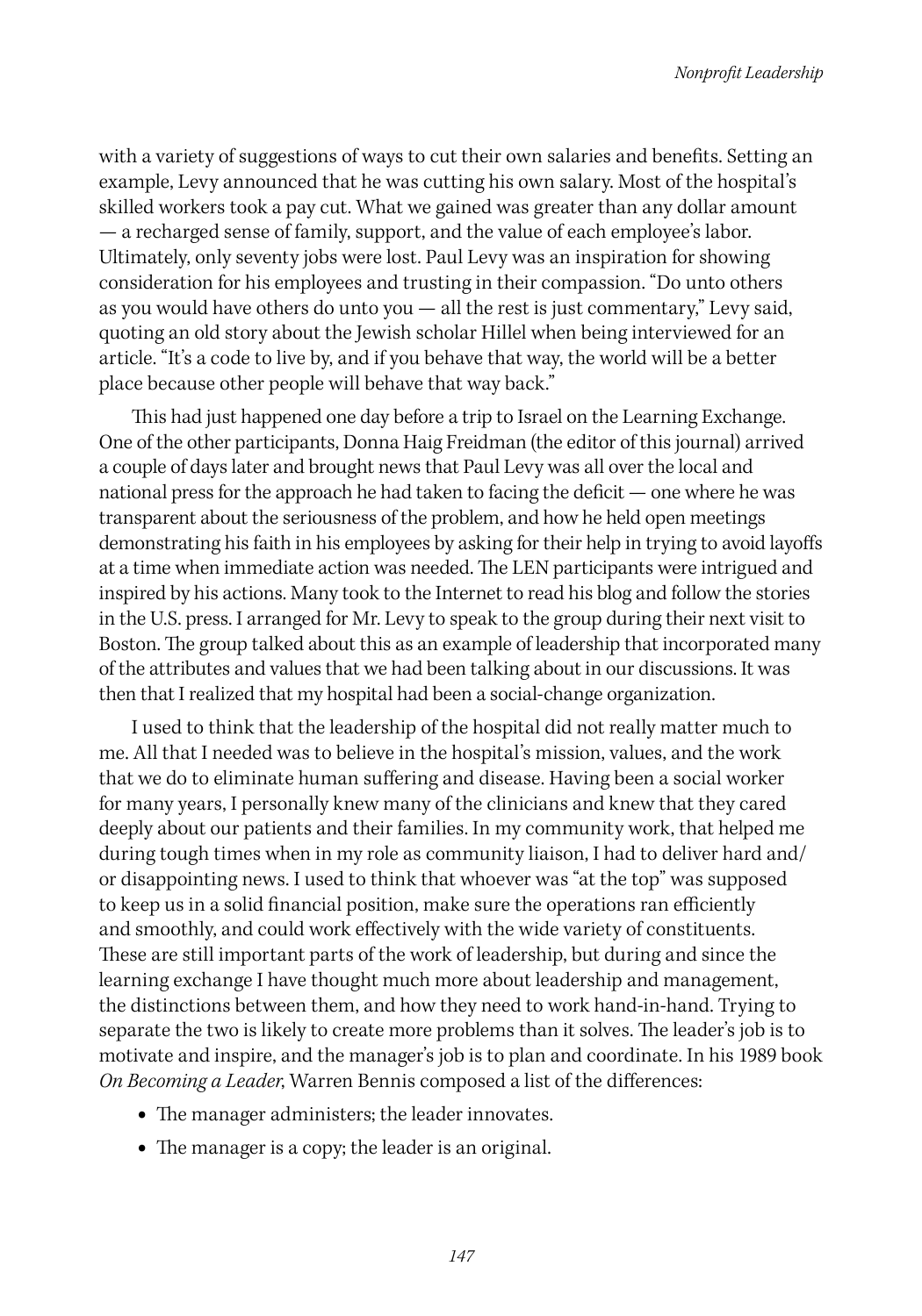with a variety of suggestions of ways to cut their own salaries and benefits. Setting an example, Levy announced that he was cutting his own salary. Most of the hospital's skilled workers took a pay cut. What we gained was greater than any dollar amount — a recharged sense of family, support, and the value of each employee's labor. Ultimately, only seventy jobs were lost. Paul Levy was an inspiration for showing consideration for his employees and trusting in their compassion. "Do unto others as you would have others do unto you — all the rest is just commentary," Levy said, quoting an old story about the Jewish scholar Hillel when being interviewed for an article. "It's a code to live by, and if you behave that way, the world will be a better place because other people will behave that way back."

This had just happened one day before a trip to Israel on the Learning Exchange. One of the other participants, Donna Haig Freidman (the editor of this journal) arrived a couple of days later and brought news that Paul Levy was all over the local and national press for the approach he had taken to facing the deficit — one where he was transparent about the seriousness of the problem, and how he held open meetings demonstrating his faith in his employees by asking for their help in trying to avoid layoffs at a time when immediate action was needed. The LEN participants were intrigued and inspired by his actions. Many took to the Internet to read his blog and follow the stories in the U.S. press. I arranged for Mr. Levy to speak to the group during their next visit to Boston. The group talked about this as an example of leadership that incorporated many of the attributes and values that we had been talking about in our discussions. It was then that I realized that my hospital had been a social-change organization.

I used to think that the leadership of the hospital did not really matter much to me. All that I needed was to believe in the hospital's mission, values, and the work that we do to eliminate human suffering and disease. Having been a social worker for many years, I personally knew many of the clinicians and knew that they cared deeply about our patients and their families. In my community work, that helped me during tough times when in my role as community liaison, I had to deliver hard and/or disappointing news. I used to think that whoever was "at the top" was supposed to keep us in a solid financial position, make sure the operations ran efficiently and smoothly, and could work effectively with the wide variety of constituents. These are still important parts of the work of leadership, but during and since the learning exchange I have thought much more about leadership and management, the distinctions between them, and how they need to work hand-in-hand. Trying to separate the two is likely to create more problems than it solves. The leader's job is to motivate and inspire, and the manager's job is to plan and coordinate. In his 1989 book *On Becoming a Leader*, Warren Bennis composed a list of the differences:

- The manager administers; the leader innovates.
- The manager is a copy; the leader is an original.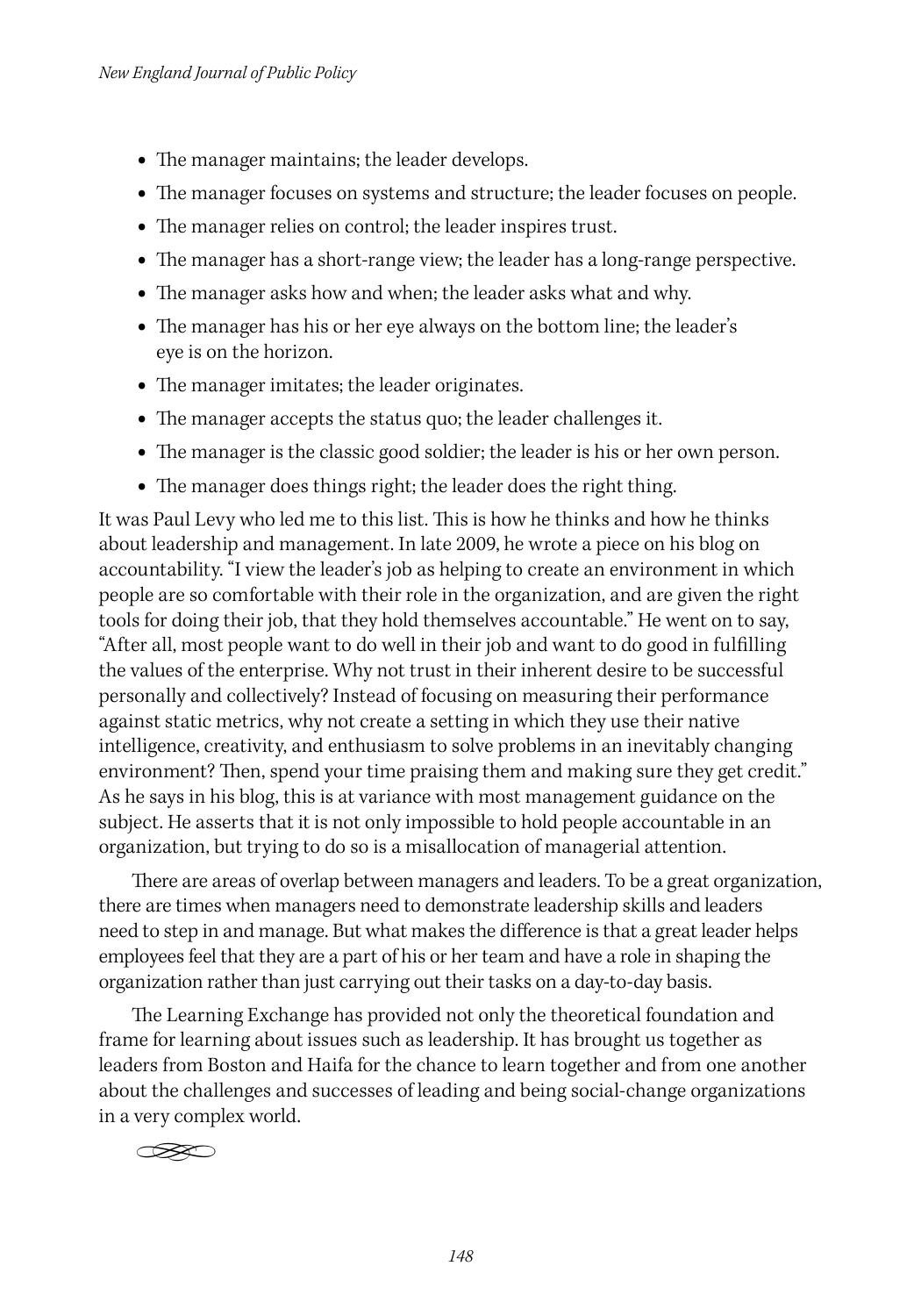- The manager maintains; the leader develops.
- The manager focuses on systems and structure; the leader focuses on people.
- The manager relies on control; the leader inspires trust.
- The manager has a short-range view; the leader has a long-range perspective.
- The manager asks how and when; the leader asks what and why.
- The manager has his or her eye always on the bottom line; the leader's eye is on the horizon.
- The manager imitates; the leader originates.
- The manager accepts the status quo; the leader challenges it.
- The manager is the classic good soldier; the leader is his or her own person.
- The manager does things right; the leader does the right thing.

It was Paul Levy who led me to this list. This is how he thinks and how he thinks about leadership and management. In late 2009, he wrote a piece on his blog on accountability. "I view the leader's job as helping to create an environment in which people are so comfortable with their role in the organization, and are given the right tools for doing their job, that they hold themselves accountable." He went on to say, "After all, most people want to do well in their job and want to do good in fulfilling the values of the enterprise. Why not trust in their inherent desire to be successful personally and collectively? Instead of focusing on measuring their performance against static metrics, why not create a setting in which they use their native intelligence, creativity, and enthusiasm to solve problems in an inevitably changing environment? Then, spend your time praising them and making sure they get credit." As he says in his blog, this is at variance with most management guidance on the subject. He asserts that it is not only impossible to hold people accountable in an organization, but trying to do so is a misallocation of managerial attention.

There are areas of overlap between managers and leaders. To be a great organization, there are times when managers need to demonstrate leadership skills and leaders need to step in and manage. But what makes the difference is that a great leader helps employees feel that they are a part of his or her team and have a role in shaping the organization rather than just carrying out their tasks on a day-to-day basis.

The Learning Exchange has provided not only the theoretical foundation and frame for learning about issues such as leadership. It has brought us together as leaders from Boston and Haifa for the chance to learn together and from one another about the challenges and successes of leading and being social-change organizations in a very complex world.